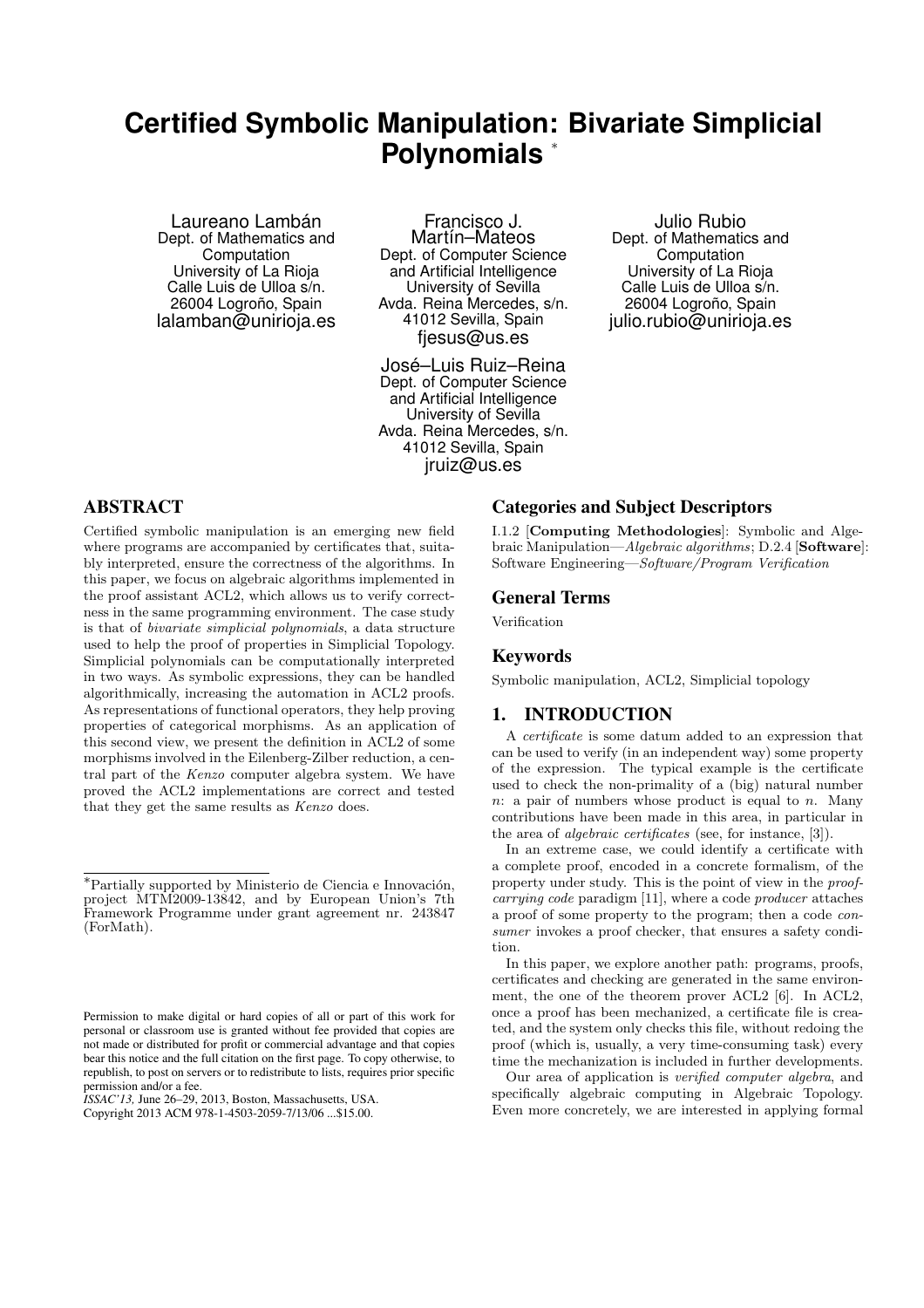# Certified Symbolic Manipulation: Bivariate Simplicial Polynomials [*]

Laureano Lambán
Dept. of Mathematics and Computation
University of La Rioja
Calle Luis de Ulloa s/n.
26004 Logroño, Spain
lalamban@unirioja.es

Francisco J. Martín–Mateos
Dept. of Computer Science and Artificial Intelligence
University of Sevilla
Avda. Reina Mercedes, s/n.
41012 Sevilla, Spain
fjesus@us.es

Julio Rubio
Dept. of Mathematics and Computation
University of La Rioja
Calle Luis de Ulloa s/n.
26004 Logroño, Spain
julio.rubio@unirioja.es

José–Luis Ruiz–Reina
Dept. of Computer Science and Artificial Intelligence
University of Sevilla
Avda. Reina Mercedes, s/n.
41012 Sevilla, Spain
jruiz@us.es

## ABSTRACT

Certified symbolic manipulation is an emerging new field where programs are accompanied by certificates that, suitably interpreted, ensure the correctness of the algorithms. In this paper, we focus on algebraic algorithms implemented in the proof assistant ACL2, which allows us to verify correctness in the same programming environment. The case study is that of *bivariate simplicial polynomials*, a data structure used to help the proof of properties in Simplicial Topology. Simplicial polynomials can be computationally interpreted in two ways. As symbolic expressions, they can be handled algorithmically, increasing the automation in ACL2 proofs. As representations of functional operators, they help proving properties of categorical morphisms. As an application of this second view, we present the definition in ACL2 of some morphisms involved in the Eilenberg-Zilber reduction, a central part of the *Kenzo* computer algebra system. We have proved the ACL2 implementations are correct and tested that they get the same results as *Kenzo* does.

[*]Partially supported by Ministerio de Ciencia e Innovación, project MTM2009-13842, and by European Union's 7th Framework Programme under grant agreement nr. 243847 (ForMath).

Permission to make digital or hard copies of all or part of this work for personal or classroom use is granted without fee provided that copies are not made or distributed for profit or commercial advantage and that copies bear this notice and the full citation on the first page. To copy otherwise, to republish, to post on servers or to redistribute to lists, requires prior specific permission and/or a fee.
*ISSAC'13*, June 26–29, 2013, Boston, Massachusetts, USA.
Copyright 2013 ACM 978-1-4503-2059-7/13/06 ...$15.00.

## Categories and Subject Descriptors

I.1.2 [**Computing Methodologies**]: Symbolic and Algebraic Manipulation—*Algebraic algorithms*; D.2.4 [**Software**]: Software Engineering—*Software/Program Verification*

## General Terms

Verification

## Keywords

Symbolic manipulation, ACL2, Simplicial topology

## 1. INTRODUCTION

A *certificate* is some datum added to an expression that can be used to verify (in an independent way) some property of the expression. The typical example is the certificate used to check the non-primality of a (big) natural number $n$: a pair of numbers whose product is equal to $n$. Many contributions have been made in this area, in particular in the area of *algebraic certificates* (see, for instance, [3]).

In an extreme case, we could identify a certificate with a complete proof, encoded in a concrete formalism, of the property under study. This is the point of view in the *proof-carrying code* paradigm [11], where a code *producer* attaches a proof of some property to the program; then a code *consumer* invokes a proof checker, that ensures a safety condition.

In this paper, we explore another path: programs, proofs, certificates and checking are generated in the same environment, the one of the theorem prover ACL2 [6]. In ACL2, once a proof has been mechanized, a certificate file is created, and the system only checks this file, without redoing the proof (which is, usually, a very time-consuming task) every time the mechanization is included in further developments.

Our area of application is *verified computer algebra*, and specifically algebraic computing in Algebraic Topology. Even more concretely, we are interested in applying formal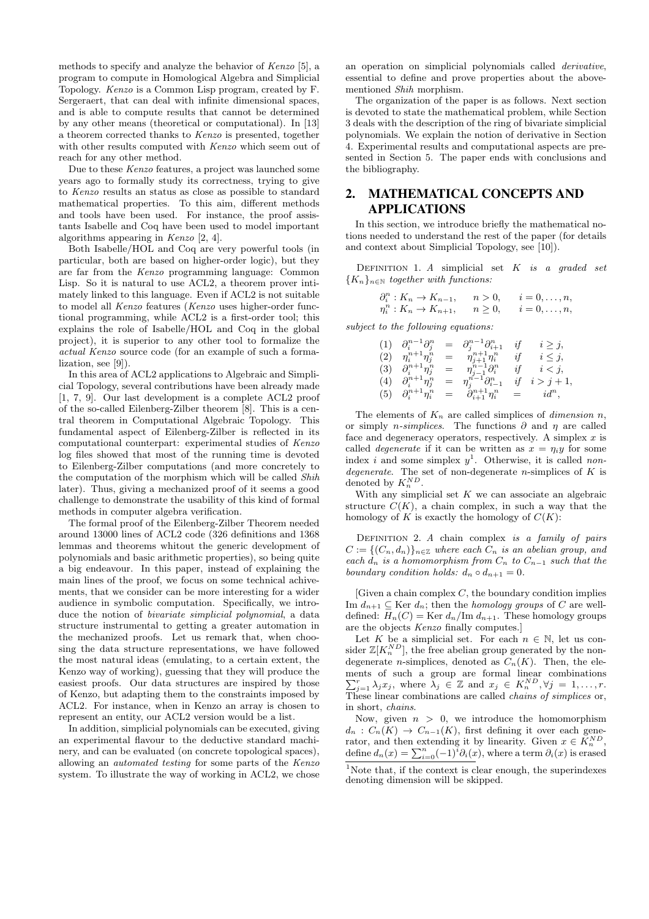methods to specify and analyze the behavior of *Kenzo* [5], a program to compute in Homological Algebra and Simplicial Topology. *Kenzo* is a Common Lisp program, created by F. Sergeraert, that can deal with infinite dimensional spaces, and is able to compute results that cannot be determined by any other means (theoretical or computational). In [13] a theorem corrected thanks to *Kenzo* is presented, together with other results computed with *Kenzo* which seem out of reach for any other method.

Due to these *Kenzo* features, a project was launched some years ago to formally study its correctness, trying to give to *Kenzo* results an status as close as possible to standard mathematical properties. To this aim, different methods and tools have been used. For instance, the proof assistants Isabelle and Coq have been used to model important algorithms appearing in *Kenzo* [2, 4].

Both Isabelle/HOL and Coq are very powerful tools (in particular, both are based on higher-order logic), but they are far from the *Kenzo* programming language: Common Lisp. So it is natural to use ACL2, a theorem prover intimately linked to this language. Even if ACL2 is not suitable to model all *Kenzo* features (*Kenzo* uses higher-order functional programming, while ACL2 is a first-order tool; this explains the role of Isabelle/HOL and Coq in the global project), it is superior to any other tool to formalize the *actual* Kenzo source code (for an example of such a formalization, see [9]).

In this area of ACL2 applications to Algebraic and Simplicial Topology, several contributions have been already made [1, 7, 9]. Our last development is a complete ACL2 proof of the so-called Eilenberg-Zilber theorem [8]. This is a central theorem in Computational Algebraic Topology. This fundamental aspect of Eilenberg-Zilber is reflected in its computational counterpart: experimental studies of *Kenzo* log files showed that most of the running time is devoted to Eilenberg-Zilber computations (and more concretely to the computation of the morphism which will be called *Shih* later). Thus, giving a mechanized proof of it seems a good challenge to demonstrate the usability of this kind of formal methods in computer algebra verification.

The formal proof of the Eilenberg-Zilber Theorem needed around 13000 lines of ACL2 code (326 definitions and 1368 lemmas and theorems whitout the generic development of polynomials and basic arithmetic properties), so being quite a big endeavour. In this paper, instead of explaining the main lines of the proof, we focus on some technical achivements, that we consider can be more interesting for a wider audience in symbolic computation. Specifically, we introduce the notion of *bivariate simplicial polynomial*, a data structure instrumental to getting a greater automation in the mechanized proofs. Let us remark that, when choosing the data structure representations, we have followed the most natural ideas (emulating, to a certain extent, the Kenzo way of working), guessing that they will produce the easiest proofs. Our data structures are inspired by those of Kenzo, but adapting them to the constraints imposed by ACL2. For instance, when in Kenzo an array is chosen to represent an entity, our ACL2 version would be a list.

In addition, simplicial polynomials can be executed, giving an experimental flavour to the deductive standard machinery, and can be evaluated (on concrete topological spaces), allowing an *automated testing* for some parts of the *Kenzo* system. To illustrate the way of working in ACL2, we chose an operation on simplicial polynomials called *derivative*, essential to define and prove properties about the above-mentioned *Shih* morphism.

The organization of the paper is as follows. Next section is devoted to state the mathematical problem, while Section 3 deals with the description of the ring of bivariate simplicial polynomials. We explain the notion of derivative in Section 4. Experimental results and computational aspects are presented in Section 5. The paper ends with conclusions and the bibliography.

## 2. MATHEMATICAL CONCEPTS AND APPLICATIONS

In this section, we introduce briefly the mathematical notions needed to understand the rest of the paper (for details and context about Simplicial Topology, see [10]).

Definition 1. *A* simplicial set *$K$ is a graded set $\{K_n\}_{n\in\mathbb{N}}$ together with functions:*

$$\begin{array}{lll} \partial_i^n : K_n \to K_{n-1}, & n > 0, & i = 0, \ldots, n, \\ \eta_i^n : K_n \to K_{n+1}, & n \geq 0, & i = 0, \ldots, n, \end{array}$$

*subject to the following equations:*

$$\begin{array}{llllll} (1) & \partial_i^{n-1}\partial_j^n & = & \partial_j^{n-1}\partial_{i+1}^n & if & i \geq j, \\ (2) & \eta_i^{n+1}\eta_j^n & = & \eta_{j+1}^{n+1}\eta_i^n & if & i \leq j, \\ (3) & \partial_i^{n+1}\eta_j^n & = & \eta_{j-1}^{n-1}\partial_i^n & if & i < j, \\ (4) & \partial_i^{n+1}\eta_j^n & = & \eta_j^{n-1}\partial_{i-1}^n & if & i > j+1, \\ (5) & \partial_i^{n+1}\eta_i^n & = & \partial_{i+1}^{n+1}\eta_i^n & = & id^n, \end{array}$$

The elements of $K_n$ are called simplices of *dimension $n$*, or simply *$n$-simplices*. The functions $\partial$ and $\eta$ are called face and degeneracy operators, respectively. A simplex $x$ is called *degenerate* if it can be written as $x = \eta_i y$ for some index $i$ and some simplex $y$[1]. Otherwise, it is called *non-degenerate*. The set of non-degenerate $n$-simplices of $K$ is denoted by $K_n^{ND}$.

With any simplicial set $K$ we can associate an algebraic structure $C(K)$, a chain complex, in such a way that the homology of $K$ is exactly the homology of $C(K)$:

Definition 2. *A chain complex is a family of pairs $C := \{(C_n, d_n)\}_{n\in\mathbb{Z}}$ where each $C_n$ is an abelian group, and each $d_n$ is a homomorphism from $C_n$ to $C_{n-1}$ such that the boundary condition holds: $d_n \circ d_{n+1} = 0$.*

[Given a chain complex $C$, the boundary condition implies $\text{Im } d_{n+1} \subseteq \text{Ker } d_n$; then the *homology groups* of $C$ are well-defined: $H_n(C) = \text{Ker } d_n/\text{Im } d_{n+1}$. These homology groups are the objects *Kenzo* finally computes.]

Let $K$ be a simplicial set. For each $n \in \mathbb{N}$, let us consider $\mathbb{Z}[K_n^{ND}]$, the free abelian group generated by the non-degenerate $n$-simplices, denoted as $C_n(K)$. Then, the elements of such a group are formal linear combinations $\sum_{j=1}^r \lambda_j x_j$, where $\lambda_j \in \mathbb{Z}$ and $x_j \in K_n^{ND}, \forall j = 1, \ldots, r$. These linear combinations are called *chains of simplices* or, in short, *chains*.

Now, given $n > 0$, we introduce the homomorphism $d_n : C_n(K) \to C_{n-1}(K)$, first defining it over each generator, and then extending it by linearity. Given $x \in K_n^{ND}$, define $d_n(x) = \sum_{i=0}^n (-1)^i \partial_i(x)$, where a term $\partial_i(x)$ is erased

[1] Note that, if the context is clear enough, the superindexes denoting dimension will be skipped.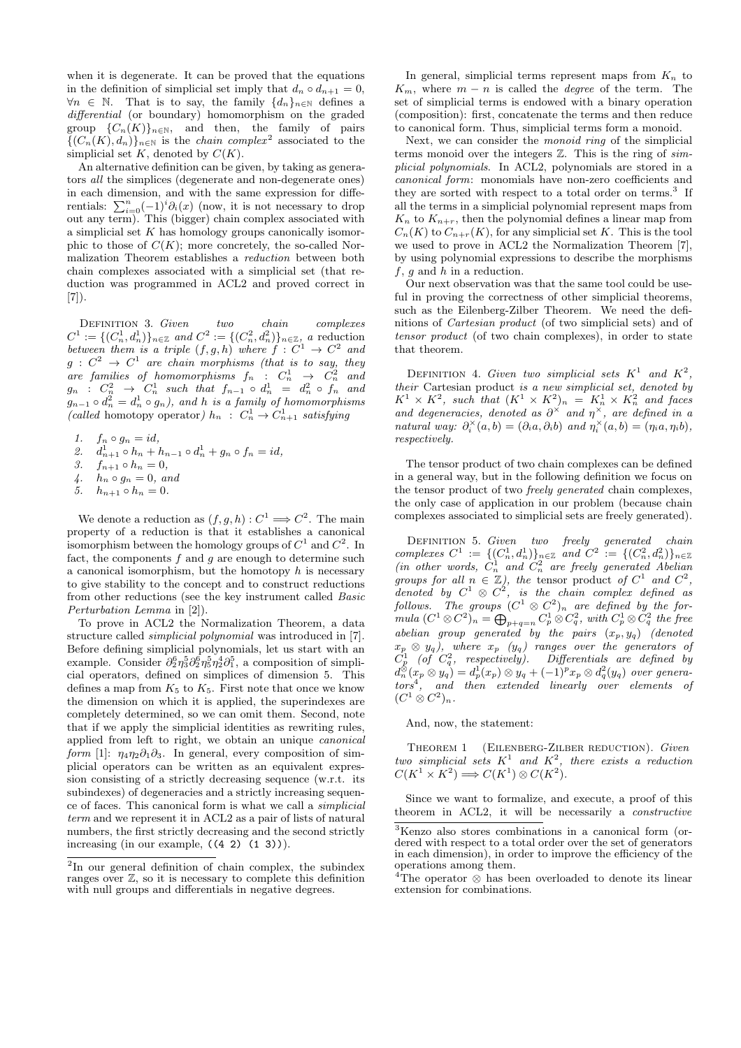when it is degenerate. It can be proved that the equations in the definition of simplicial set imply that $d_n \circ d_{n+1} = 0$, $\forall n \in \mathbb{N}$. That is to say, the family $\{d_n\}_{n\in\mathbb{N}}$ defines a *differential* (or boundary) homomorphism on the graded group $\{C_n(K)\}_{n\in\mathbb{N}}$, and then, the family of pairs $\{(C_n(K), d_n)\}_{n\in\mathbb{N}}$ is the *chain complex*[2] associated to the simplicial set $K$, denoted by $C(K)$.

An alternative definition can be given, by taking as generators *all* the simplices (degenerate and non-degenerate ones) in each dimension, and with the same expression for differentials: $\sum_{i=0}^{n}(-1)^i \partial_i(x)$ (now, it is not necessary to drop out any term). This (bigger) chain complex associated with a simplicial set $K$ has homology groups canonically isomorphic to those of $C(K)$; more concretely, the so-called Normalization Theorem establishes a *reduction* between both chain complexes associated with a simplicial set (that reduction was programmed in ACL2 and proved correct in [7]).

Definition 3. *Given two chain complexes $C^1 := \{(C_n^1, d_n^1)\}_{n\in\mathbb{Z}}$ and $C^2 := \{(C_n^2, d_n^2)\}_{n\in\mathbb{Z}}$, a reduction between them is a triple $(f, g, h)$ where $f : C^1 \to C^2$ and $g : C^2 \to C^1$ are chain morphisms (that is to say, they are families of homomorphisms $f_n : C_n^1 \to C_n^2$ and $g_n : C_n^2 \to C_n^1$ such that $f_{n-1} \circ d_n^1 = d_n^2 \circ f_n$ and $g_{n-1} \circ d_n^2 = d_n^1 \circ g_n$), and $h$ is a family of homomorphisms (called* homotopy operator*) $h_n : C_n^1 \to C_{n+1}^1$ satisfying*

1. $f_n \circ g_n = id$,
2. $d_{n+1}^1 \circ h_n + h_{n-1} \circ d_n^1 + g_n \circ f_n = id$,
3. $f_{n+1} \circ h_n = 0$,
4. $h_n \circ g_n = 0$, *and*
5. $h_{n+1} \circ h_n = 0$.

We denote a reduction as $(f, g, h) : C^1 \Longrightarrow C^2$. The main property of a reduction is that it establishes a canonical isomorphism between the homology groups of $C^1$ and $C^2$. In fact, the components $f$ and $g$ are enough to determine such a canonical isomorphism, but the homotopy $h$ is necessary to give stability to the concept and to construct reductions from other reductions (see the key instrument called *Basic Perturbation Lemma* in [2]).

To prove in ACL2 the Normalization Theorem, a data structure called *simplicial polynomial* was introduced in [7]. Before defining simplicial polynomials, let us start with an example. Consider $\partial_2^6\eta_3^5\partial_2^6\eta_5^5\eta_2^4\partial_1^5$, a composition of simplicial operators, defined on simplices of dimension 5. This defines a map from $K_5$ to $K_5$. First note that once we know the dimension on which it is applied, the superindexes are completely determined, so we can omit them. Second, note that if we apply the simplicial identities as rewriting rules, applied from left to right, we obtain an unique *canonical form* [1]: $\eta_4\eta_2\partial_1\partial_3$. In general, every composition of simplicial operators can be written as an equivalent expression consisting of a strictly decreasing sequence (w.r.t. its subindexes) of degeneracies and a strictly increasing sequence of faces. This canonical form is what we call a *simplicial term* and we represent it in ACL2 as a pair of lists of natural numbers, the first strictly decreasing and the second strictly increasing (in our example, `((4 2) (1 3))`).

In general, simplicial terms represent maps from $K_n$ to $K_m$, where $m - n$ is called the *degree* of the term. The set of simplicial terms is endowed with a binary operation (composition): first, concatenate the terms and then reduce to canonical form. Thus, simplicial terms form a monoid.

Next, we can consider the *monoid ring* of the simplicial terms monoid over the integers $\mathbb{Z}$. This is the ring of *simplicial polynomials*. In ACL2, polynomials are stored in a *canonical form*: monomials have non-zero coefficients and they are sorted with respect to a total order on terms.[3] If all the terms in a simplicial polynomial represent maps from $K_n$ to $K_{n+r}$, then the polynomial defines a linear map from $C_n(K)$ to $C_{n+r}(K)$, for any simplicial set $K$. This is the tool we used to prove in ACL2 the Normalization Theorem [7], by using polynomial expressions to describe the morphisms $f$, $g$ and $h$ in a reduction.

Our next observation was that the same tool could be useful in proving the correctness of other simplicial theorems, such as the Eilenberg-Zilber Theorem. We need the definitions of *Cartesian product* (of two simplicial sets) and of *tensor product* (of two chain complexes), in order to state that theorem.

Definition 4. *Given two simplicial sets $K^1$ and $K^2$, their* Cartesian product *is a new simplicial set, denoted by $K^1 \times K^2$, such that $(K^1 \times K^2)_n = K_n^1 \times K_n^2$ and faces and degeneracies, denoted as $\partial^\times$ and $\eta^\times$, are defined in a natural way: $\partial_i^\times(a, b) = (\partial_i a, \partial_i b)$ and $\eta_i^\times(a, b) = (\eta_i a, \eta_i b)$, respectively.*

The tensor product of two chain complexes can be defined in a general way, but in the following definition we focus on the tensor product of two *freely generated* chain complexes, the only case of application in our problem (because chain complexes associated to simplicial sets are freely generated).

Definition 5. *Given two freely generated chain complexes $C^1 := \{(C_n^1, d_n^1)\}_{n\in\mathbb{Z}}$ and $C^2 := \{(C_n^2, d_n^2)\}_{n\in\mathbb{Z}}$ (in other words, $C_n^1$ and $C_n^2$ are freely generated Abelian groups for all $n \in \mathbb{Z}$), the* tensor product *of $C^1$ and $C^2$, denoted by $C^1 \otimes C^2$, is the chain complex defined as follows. The groups $(C^1 \otimes C^2)_n$ are defined by the formula $(C^1 \otimes C^2)_n = \bigoplus_{p+q=n} C_p^1 \otimes C_q^2$, with $C_p^1 \otimes C_q^2$ the free abelian group generated by the pairs $(x_p, y_q)$ (denoted $x_p \otimes y_q$), where $x_p$ ($y_q$) ranges over the generators of $C_p^1$ (of $C_q^2$, respectively). Differentials are defined by $d_n^\otimes(x_p \otimes y_q) = d_p^1(x_p) \otimes y_q + (-1)^p x_p \otimes d_q^2(y_q)$ over generators*[4]*, and then extended linearly over elements of $(C^1 \otimes C^2)_n$.*

And, now, the statement:

Theorem 1 (Eilenberg-Zilber reduction). *Given two simplicial sets $K^1$ and $K^2$, there exists a reduction $C(K^1 \times K^2) \Longrightarrow C(K^1) \otimes C(K^2)$.*

Since we want to formalize, and execute, a proof of this theorem in ACL2, it will be necessarily a *constructive*

---

[2] In our general definition of chain complex, the subindex ranges over $\mathbb{Z}$, so it is necessary to complete this definition with null groups and differentials in negative degrees.

[3] Kenzo also stores combinations in a canonical form (ordered with respect to a total order over the set of generators in each dimension), in order to improve the efficiency of the operations among them.

[4] The operator $\otimes$ has been overloaded to denote its linear extension for combinations.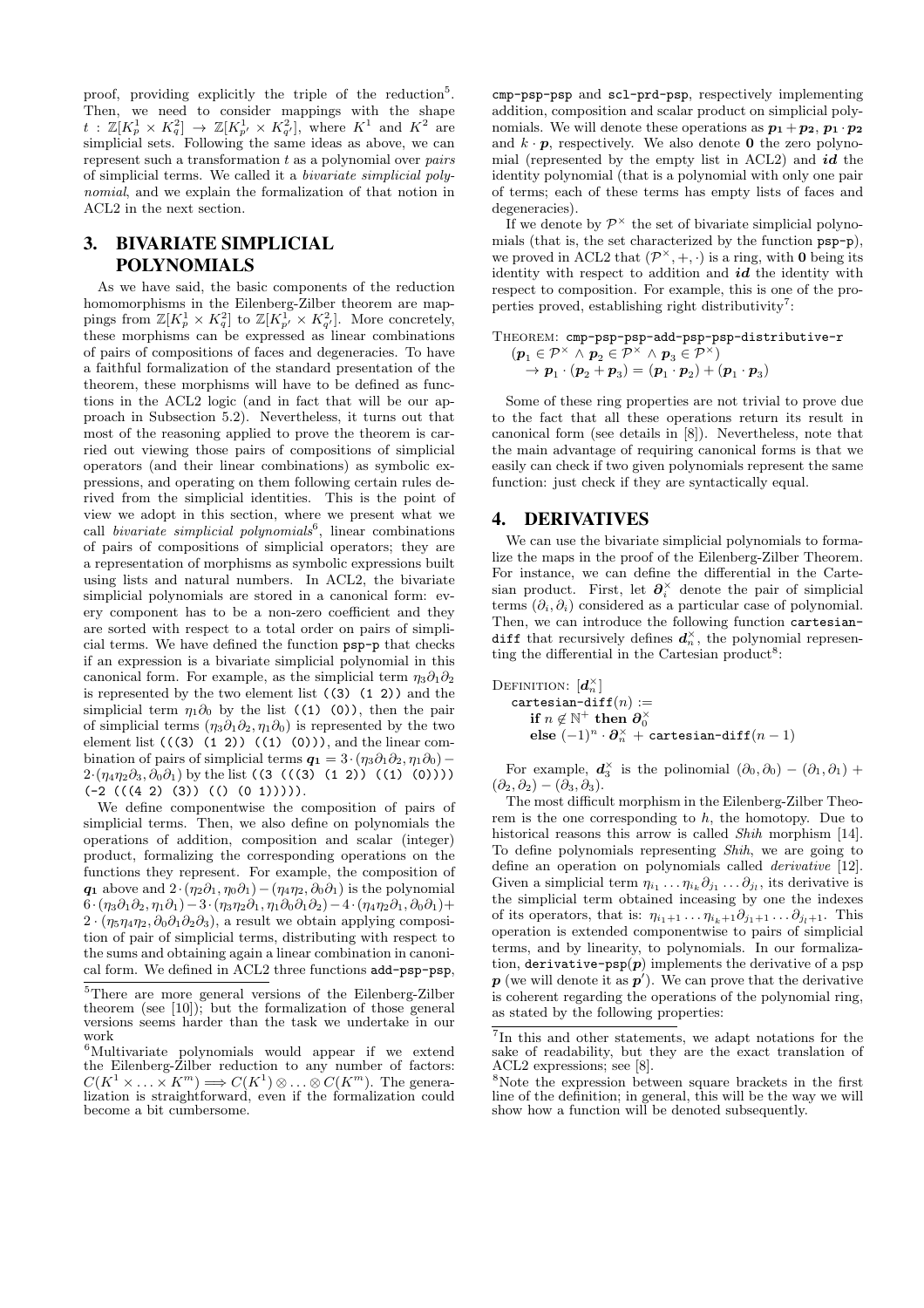proof, providing explicitly the triple of the reduction[5]. Then, we need to consider mappings with the shape $t : \mathbb{Z}[K^1_p \times K^2_q] \to \mathbb{Z}[K^1_{p'} \times K^2_{q'}]$, where $K^1$ and $K^2$ are simplicial sets. Following the same ideas as above, we can represent such a transformation $t$ as a polynomial over *pairs* of simplicial terms. We called it a *bivariate simplicial polynomial*, and we explain the formalization of that notion in ACL2 in the next section.

## 3. BIVARIATE SIMPLICIAL POLYNOMIALS

As we have said, the basic components of the reduction homomorphisms in the Eilenberg-Zilber theorem are mappings from $\mathbb{Z}[K^1_p \times K^2_q]$ to $\mathbb{Z}[K^1_{p'} \times K^2_{q'}]$. More concretely, these morphisms can be expressed as linear combinations of pairs of compositions of faces and degeneracies. To have a faithful formalization of the standard presentation of the theorem, these morphisms will have to be defined as functions in the ACL2 logic (and in fact that will be our approach in Subsection 5.2). Nevertheless, it turns out that most of the reasoning applied to prove the theorem is carried out viewing those pairs of compositions of simplicial operators (and their linear combinations) as symbolic expressions, and operating on them following certain rules derived from the simplicial identities. This is the point of view we adopt in this section, where we present what we call *bivariate simplicial polynomials*[6], linear combinations of pairs of compositions of simplicial operators; they are a representation of morphisms as symbolic expressions built using lists and natural numbers. In ACL2, the bivariate simplicial polynomials are stored in a canonical form: every component has to be a non-zero coefficient and they are sorted with respect to a total order on pairs of simplicial terms. We have defined the function `psp-p` that checks if an expression is a bivariate simplicial polynomial in this canonical form. For example, as the simplicial term $\eta_3\partial_1\partial_2$ is represented by the two element list `((3) (1 2))` and the simplicial term $\eta_1\partial_0$ by the list `((1) (0))`, then the pair of simplicial terms $(\eta_3\partial_1\partial_2, \eta_1\partial_0)$ is represented by the two element list `(((3) (1 2)) ((1) (0)))`, and the linear combination of pairs of simplicial terms $\boldsymbol{q_1} = 3 \cdot (\eta_3\partial_1\partial_2, \eta_1\partial_0) - 2 \cdot (\eta_4\eta_2\partial_3, \partial_0\partial_1)$ by the list `((3 (((3) (1 2)) ((1) (0)))) (-2 (((4 2) (3)) (() (0 1)))))`.

We define componentwise the composition of pairs of simplicial terms. Then, we also define on polynomials the operations of addition, composition and scalar (integer) product, formalizing the corresponding operations on the functions they represent. For example, the composition of $\boldsymbol{q_1}$ above and $2 \cdot (\eta_2\partial_1, \eta_0\partial_1) - (\eta_4\eta_2, \partial_0\partial_1)$ is the polynomial $6 \cdot (\eta_3\partial_1\partial_2, \eta_1\partial_1) - 3 \cdot (\eta_3\eta_2\partial_1, \eta_1\partial_0\partial_1\partial_2) - 4 \cdot (\eta_4\eta_2\partial_1, \partial_0\partial_1) + 2 \cdot (\eta_5\eta_4\eta_2, \partial_0\partial_1\partial_2\partial_3)$, a result we obtain applying composition of pair of simplicial terms, distributing with respect to the sums and obtaining again a linear combination in canonical form. We defined in ACL2 three functions `add-psp-psp`, `cmp-psp-psp` and `scl-prd-psp`, respectively implementing addition, composition and scalar product on simplicial polynomials. We will denote these operations as $\boldsymbol{p_1} + \boldsymbol{p_2}$, $\boldsymbol{p_1} \cdot \boldsymbol{p_2}$ and $k \cdot \boldsymbol{p}$, respectively. We also denote $\mathbf{0}$ the zero polynomial (represented by the empty list in ACL2) and $\boldsymbol{id}$ the identity polynomial (that is a polynomial with only one pair of terms; each of these terms has empty lists of faces and degeneracies).

If we denote by $\mathcal{P}^\times$ the set of bivariate simplicial polynomials (that is, the set characterized by the function `psp-p`), we proved in ACL2 that $(\mathcal{P}^\times, +, \cdot)$ is a ring, with $\mathbf{0}$ being its identity with respect to addition and $\boldsymbol{id}$ the identity with respect to composition. For example, this is one of the properties proved, establishing right distributivity[7]:

THEOREM: `cmp-psp-psp-add-psp-psp-distributive-r`
$(\boldsymbol{p_1} \in \mathcal{P}^\times \wedge \boldsymbol{p_2} \in \mathcal{P}^\times \wedge \boldsymbol{p_3} \in \mathcal{P}^\times)$
$\to \boldsymbol{p_1} \cdot (\boldsymbol{p_2} + \boldsymbol{p_3}) = (\boldsymbol{p_1} \cdot \boldsymbol{p_2}) + (\boldsymbol{p_1} \cdot \boldsymbol{p_3})$

Some of these ring properties are not trivial to prove due to the fact that all these operations return its result in canonical form (see details in [8]). Nevertheless, note that the main advantage of requiring canonical forms is that we easily can check if two given polynomials represent the same function: just check if they are syntactically equal.

## 4. DERIVATIVES

We can use the bivariate simplicial polynomials to formalize the maps in the proof of the Eilenberg-Zilber Theorem. For instance, we can define the differential in the Cartesian product. First, let $\boldsymbol{\partial}^\times_i$ denote the pair of simplicial terms $(\partial_i, \partial_i)$ considered as a particular case of polynomial. Then, we can introduce the following function `cartesian-diff` that recursively defines $\boldsymbol{d}^\times_n$, the polynomial representing the differential in the Cartesian product[8]:

DEFINITION: $[\boldsymbol{d}^\times_n]$
`cartesian-diff`$(n)$ :=
**if** $n \notin \mathbb{N}^+$ **then** $\boldsymbol{\partial}^\times_0$
**else** $(-1)^n \cdot \boldsymbol{\partial}^\times_n$ + `cartesian-diff`$(n-1)$

For example, $\boldsymbol{d}^\times_3$ is the polinomial $(\partial_0, \partial_0) - (\partial_1, \partial_1) + (\partial_2, \partial_2) - (\partial_3, \partial_3)$.

The most difficult morphism in the Eilenberg-Zilber Theorem is the one corresponding to $h$, the homotopy. Due to historical reasons this arrow is called *Shih* morphism [14]. To define polynomials representing *Shih*, we are going to define an operation on polynomials called *derivative* [12]. Given a simplicial term $\eta_{i_1} \ldots \eta_{i_k} \partial_{j_1} \ldots \partial_{j_l}$, its derivative is the simplicial term obtained inceasing by one the indexes of its operators, that is: $\eta_{i_1+1} \ldots \eta_{i_k+1} \partial_{j_1+1} \ldots \partial_{j_l+1}$. This operation is extended componentwise to pairs of simplicial terms, and by linearity, to polynomials. In our formalization, `derivative-psp`$(\boldsymbol{p})$ implements the derivative of a psp $\boldsymbol{p}$ (we will denote it as $\boldsymbol{p}'$). We can prove that the derivative is coherent regarding the operations of the polynomial ring, as stated by the following properties:

---

[5] There are more general versions of the Eilenberg-Zilber theorem (see [10]); but the formalization of those general versions seems harder than the task we undertake in our work

[6] Multivariate polynomials would appear if we extend the Eilenberg-Zilber reduction to any number of factors: $C(K^1 \times \ldots \times K^m) \Longrightarrow C(K^1) \otimes \ldots \otimes C(K^m)$. The generalization is straightforward, even if the formalization could become a bit cumbersome.

[7] In this and other statements, we adapt notations for the sake of readability, but they are the exact translation of ACL2 expressions; see [8].

[8] Note the expression between square brackets in the first line of the definition; in general, this will be the way we will show how a function will be denoted subsequently.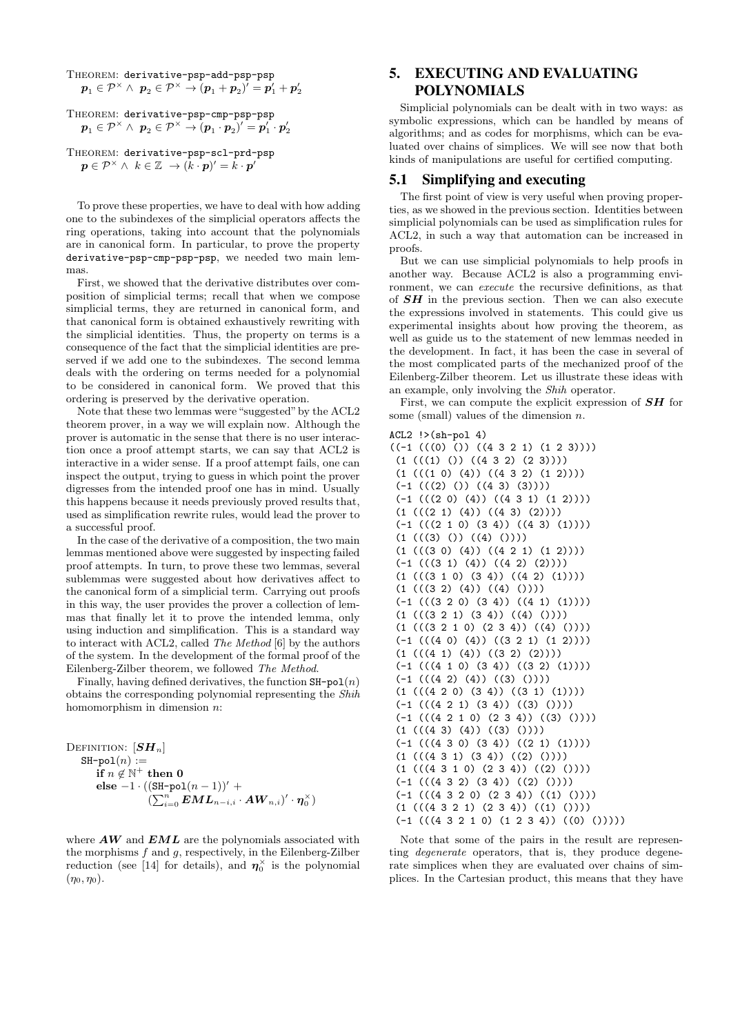THEOREM: `derivative-psp-add-psp-psp`
$\boldsymbol{p}_1 \in \mathcal{P}^\times \wedge\ \boldsymbol{p}_2 \in \mathcal{P}^\times \rightarrow (\boldsymbol{p}_1 + \boldsymbol{p}_2)' = \boldsymbol{p}_1' + \boldsymbol{p}_2'$

THEOREM: `derivative-psp-cmp-psp-psp`
$\boldsymbol{p}_1 \in \mathcal{P}^\times \wedge\ \boldsymbol{p}_2 \in \mathcal{P}^\times \rightarrow (\boldsymbol{p}_1 \cdot \boldsymbol{p}_2)' = \boldsymbol{p}_1' \cdot \boldsymbol{p}_2'$

THEOREM: `derivative-psp-scl-prd-psp`
$\boldsymbol{p} \in \mathcal{P}^\times \wedge\ k \in \mathbb{Z}\ \rightarrow (k \cdot \boldsymbol{p})' = k \cdot \boldsymbol{p}'$

To prove these properties, we have to deal with how adding one to the subindexes of the simplicial operators affects the ring operations, taking into account that the polynomials are in canonical form. In particular, to prove the property `derivative-psp-cmp-psp-psp`, we needed two main lemmas.

First, we showed that the derivative distributes over composition of simplicial terms; recall that when we compose simplicial terms, they are returned in canonical form, and that canonical form is obtained exhaustively rewriting with the simplicial identities. Thus, the property on terms is a consequence of the fact that the simplicial identities are preserved if we add one to the subindexes. The second lemma deals with the ordering on terms needed for a polynomial to be considered in canonical form. We proved that this ordering is preserved by the derivative operation.

Note that these two lemmas were "suggested" by the ACL2 theorem prover, in a way we will explain now. Although the prover is automatic in the sense that there is no user interaction once a proof attempt starts, we can say that ACL2 is interactive in a wider sense. If a proof attempt fails, one can inspect the output, trying to guess in which point the prover digresses from the intended proof one has in mind. Usually this happens because it needs previously proved results that, used as simplification rewrite rules, would lead the prover to a successful proof.

In the case of the derivative of a composition, the two main lemmas mentioned above were suggested by inspecting failed proof attempts. In turn, to prove these two lemmas, several sublemmas were suggested about how derivatives affect to the canonical form of a simplicial term. Carrying out proofs in this way, the user provides the prover a collection of lemmas that finally let it to prove the intended lemma, only using induction and simplification. This is a standard way to interact with ACL2, called *The Method* [6] by the authors of the system. In the development of the formal proof of the Eilenberg-Zilber theorem, we followed *The Method*.

Finally, having defined derivatives, the function $\texttt{SH-pol}(n)$ obtains the corresponding polynomial representing the *Shih* homomorphism in dimension $n$:

DEFINITION: $[\boldsymbol{SH}_n]$
$\texttt{SH-pol}(n) :=$
**if** $n \notin \mathbb{N}^+$ **then 0**
**else** $-1 \cdot ((\texttt{SH-pol}(n-1))' +$
$(\sum_{i=0}^{n} \boldsymbol{EML}_{n-i,i} \cdot \boldsymbol{AW}_{n,i})' \cdot \boldsymbol{\eta}_0^\times)$

where $\boldsymbol{AW}$ and $\boldsymbol{EML}$ are the polynomials associated with the morphisms $f$ and $g$, respectively, in the Eilenberg-Zilber reduction (see [14] for details), and $\boldsymbol{\eta}_0^\times$ is the polynomial $(\eta_0, \eta_0)$.

## 5. EXECUTING AND EVALUATING POLYNOMIALS

Simplicial polynomials can be dealt with in two ways: as symbolic expressions, which can be handled by means of algorithms; and as codes for morphisms, which can be evaluated over chains of simplices. We will see now that both kinds of manipulations are useful for certified computing.

### 5.1 Simplifying and executing

The first point of view is very useful when proving properties, as we showed in the previous section. Identities between simplicial polynomials can be used as simplification rules for ACL2, in such a way that automation can be increased in proofs.

But we can use simplicial polynomials to help proofs in another way. Because ACL2 is also a programming environment, we can *execute* the recursive definitions, as that of $\boldsymbol{SH}$ in the previous section. Then we can also execute the expressions involved in statements. This could give us experimental insights about how proving the theorem, as well as guide us to the statement of new lemmas needed in the development. In fact, it has been the case in several of the most complicated parts of the mechanized proof of the Eilenberg-Zilber theorem. Let us illustrate these ideas with an example, only involving the *Shih* operator.

First, we can compute the explicit expression of $\boldsymbol{SH}$ for some (small) values of the dimension $n$.

```
ACL2 !>(sh-pol 4)
((-1 (((0) ()) ((4 3 2 1) (1 2 3))))
 (1 (((1) ()) ((4 3 2) (2 3))))
 (1 (((1 0) (4)) ((4 3 2) (1 2))))
 (-1 (((2) ()) ((4 3) (3))))
 (-1 (((2 0) (4)) ((4 3 1) (1 2))))
 (1 (((2 1) (4)) ((4 3) (2))))
 (-1 (((2 1 0) (3 4)) ((4 3) (1))))
 (1 (((3) ()) ((4) ())))
 (1 (((3 0) (4)) ((4 2 1) (1 2))))
 (-1 (((3 1) (4)) ((4 2) (2))))
 (1 (((3 1 0) (3 4)) ((4 2) (1))))
 (1 (((3 2) (4)) ((4) ())))
 (-1 (((3 2 0) (3 4)) ((4 1) (1))))
 (1 (((3 2 1) (3 4)) ((4) ())))
 (1 (((3 2 1 0) (2 3 4)) ((4) ())))
 (-1 (((4 0) (4)) ((3 2 1) (1 2))))
 (1 (((4 1) (4)) ((3 2) (2))))
 (-1 (((4 1 0) (3 4)) ((3 2) (1))))
 (-1 (((4 2) (4)) ((3) ())))
 (1 (((4 2 0) (3 4)) ((3 1) (1))))
 (-1 (((4 2 1) (3 4)) ((3) ())))
 (-1 (((4 2 1 0) (2 3 4)) ((3) ())))
 (1 (((4 3) (4)) ((3) ())))
 (-1 (((4 3 0) (3 4)) ((2 1) (1))))
 (1 (((4 3 1) (3 4)) ((2) ())))
 (1 (((4 3 1 0) (2 3 4)) ((2) ())))
 (-1 (((4 3 2) (3 4)) ((2) ())))
 (-1 (((4 3 2 0) (2 3 4)) ((1) ())))
 (1 (((4 3 2 1) (2 3 4)) ((1) ())))
 (-1 (((4 3 2 1 0) (1 2 3 4)) ((0) ()))))
```

Note that some of the pairs in the result are representing *degenerate* operators, that is, they produce degenerate simplices when they are evaluated over chains of simplices. In the Cartesian product, this means that they have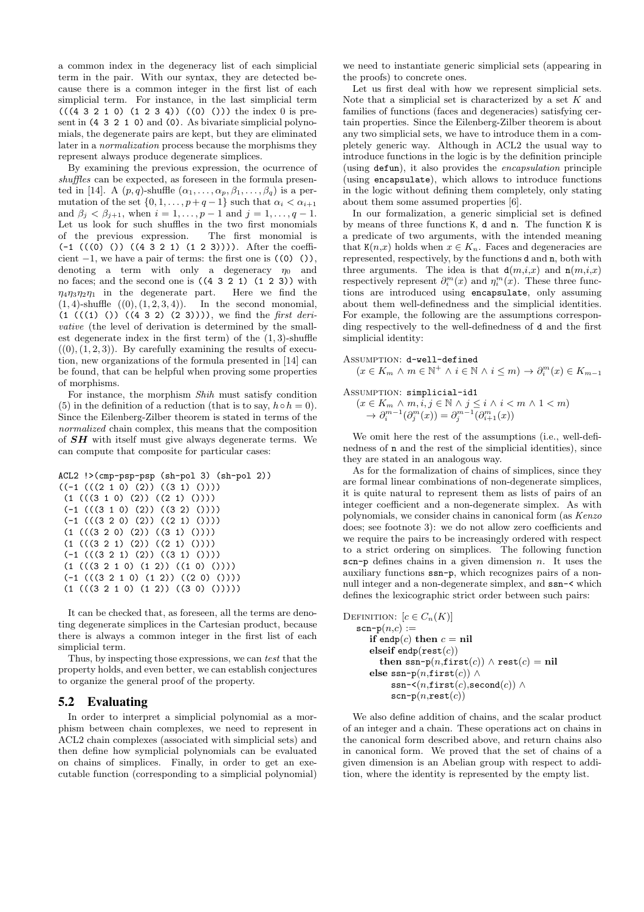a common index in the degeneracy list of each simplicial term in the pair. With our syntax, they are detected because there is a common integer in the first list of each simplicial term. For instance, in the last simplicial term `(((4 3 2 1 0) (1 2 3 4)) ((0) ()))` the index 0 is present in `(4 3 2 1 0)` and `(0)`. As bivariate simplicial polynomials, the degenerate pairs are kept, but they are eliminated later in a *normalization* process because the morphisms they represent always produce degenerate simplices.

By examining the previous expression, the ocurrence of *shuffles* can be expected, as foreseen in the formula presented in [14]. A $(p, q)$-shuffle $(\alpha_1, \ldots, \alpha_p, \beta_1, \ldots, \beta_q)$ is a permutation of the set $\{0, 1, \ldots, p+q-1\}$ such that $\alpha_i < \alpha_{i+1}$ and $\beta_j < \beta_{j+1}$, when $i = 1, \ldots, p-1$ and $j = 1, \ldots, q-1$. Let us look for such shuffles in the two first monomials of the previous expression. The first monomial is `(-1 (((0) ()) ((4 3 2 1) (1 2 3))))`. After the coefficient $-1$, we have a pair of terms: the first one is `((0) ())`, denoting a term with only a degeneracy $\eta_0$ and no faces; and the second one is `((4 3 2 1) (1 2 3))` with $\eta_4\eta_3\eta_2\eta_1$ in the degenerate part. Here we find the $(1, 4)$-shuffle $((0), (1, 2, 3, 4))$. In the second monomial, `(1 (((1) ()) ((4 3 2) (2 3))))`, we find the *first derivative* (the level of derivation is determined by the smallest degenerate index in the first term) of the $(1, 3)$-shuffle $((0), (1, 2, 3))$. By carefully examining the results of execution, new organizations of the formula presented in [14] can be found, that can be helpful when proving some properties of morphisms.

For instance, the morphism *Shih* must satisfy condition (5) in the definition of a reduction (that is to say, $h \circ h = 0$). Since the Eilenberg-Zilber theorem is stated in terms of the *normalized* chain complex, this means that the composition of ***SH*** with itself must give always degenerate terms. We can compute that composite for particular cases:

```
ACL2 !>(cmp-psp-psp (sh-pol 3) (sh-pol 2))
((-1 (((2 1 0) (2)) ((3 1) ())))
 (1 (((3 1 0) (2)) ((2 1) ())))
 (-1 (((3 1 0) (2)) ((3 2) ())))
 (-1 (((3 2 0) (2)) ((2 1) ())))
 (1 (((3 2 0) (2)) ((3 1) ())))
 (1 (((3 2 1) (2)) ((2 1) ())))
 (-1 (((3 2 1) (2)) ((3 1) ())))
 (1 (((3 2 1 0) (1 2)) ((1 0) ())))
 (-1 (((3 2 1 0) (1 2)) ((2 0) ())))
 (1 (((3 2 1 0) (1 2)) ((3 0) ()))))
```

It can be checked that, as foreseen, all the terms are denoting degenerate simplices in the Cartesian product, because there is always a common integer in the first list of each simplicial term.

Thus, by inspecting those expressions, we can *test* that the property holds, and even better, we can establish conjectures to organize the general proof of the property.

## 5.2 Evaluating

In order to interpret a simplicial polynomial as a morphism between chain complexes, we need to represent in ACL2 chain complexes (associated with simplicial sets) and then define how symplicial polynomials can be evaluated on chains of simplices. Finally, in order to get an executable function (corresponding to a simplicial polynomial) we need to instantiate generic simplicial sets (appearing in the proofs) to concrete ones.

Let us first deal with how we represent simplicial sets. Note that a simplicial set is characterized by a set $K$ and families of functions (faces and degeneracies) satisfying certain properties. Since the Eilenberg-Zilber theorem is about any two simplicial sets, we have to introduce them in a completely generic way. Although in ACL2 the usual way to introduce functions in the logic is by the definition principle (using `defun`), it also provides the *encapsulation* principle (using `encapsulate`), which allows to introduce functions in the logic without defining them completely, only stating about them some assumed properties [6].

In our formalization, a generic simplicial set is defined by means of three functions `K`, `d` and `n`. The function `K` is a predicate of two arguments, with the intended meaning that `K`$(n,x)$ holds when $x \in K_n$. Faces and degeneracies are represented, respectively, by the functions `d` and `n`, both with three arguments. The idea is that `d`$(m,i,x)$ and `n`$(m,i,x)$ respectively represent $\partial_i^m(x)$ and $\eta_i^m(x)$. These three functions are introduced using `encapsulate`, only assuming about them well-definedness and the simplicial identities. For example, the following are the assumptions corresponding respectively to the well-definedness of `d` and the first simplicial identity:

Assumption: `d-well-defined`
$(x \in K_m \wedge m \in \mathbb{N}^+ \wedge i \in \mathbb{N} \wedge i \leq m) \rightarrow \partial_i^m(x) \in K_{m-1}$

Assumption: `simplicial-id1`
$(x \in K_m \wedge m, i, j \in \mathbb{N} \wedge j \leq i \wedge i < m \wedge 1 < m)$
$\rightarrow \partial_i^{m-1}(\partial_j^m(x)) = \partial_j^{m-1}(\partial_{i+1}^m(x))$

We omit here the rest of the assumptions (i.e., well-definedness of `n` and the rest of the simplicial identities), since they are stated in an analogous way.

As for the formalization of chains of simplices, since they are formal linear combinations of non-degenerate simplices, it is quite natural to represent them as lists of pairs of an integer coefficient and a non-degenerate simplex. As with polynomials, we consider chains in canonical form (as *Kenzo* does; see footnote 3): we do not allow zero coefficients and we require the pairs to be increasingly ordered with respect to a strict ordering on simplices. The following function `scn-p` defines chains in a given dimension $n$. It uses the auxiliary functions `ssn-p`, which recognizes pairs of a non-null integer and a non-degenerate simplex, and `ssn-<` which defines the lexicographic strict order between such pairs:

Definition: $[c \in C_n(K)]$
`scn-p`$(n,c)$ :=
  **if** `endp`$(c)$ **then** $c =$ **nil**
  **elseif** `endp`(`rest`$(c)$)
    **then** `ssn-p`$(n,$`first`$(c))$ $\wedge$ `rest`$(c) =$ **nil**
  **else** `ssn-p`$(n,$`first`$(c))$ $\wedge$
    `ssn-<`$(n,$`first`$(c),$`second`$(c))$ $\wedge$
    `scn-p`$(n,$`rest`$(c))$

We also define addition of chains, and the scalar product of an integer and a chain. These operations act on chains in the canonical form described above, and return chains also in canonical form. We proved that the set of chains of a given dimension is an Abelian group with respect to addition, where the identity is represented by the empty list.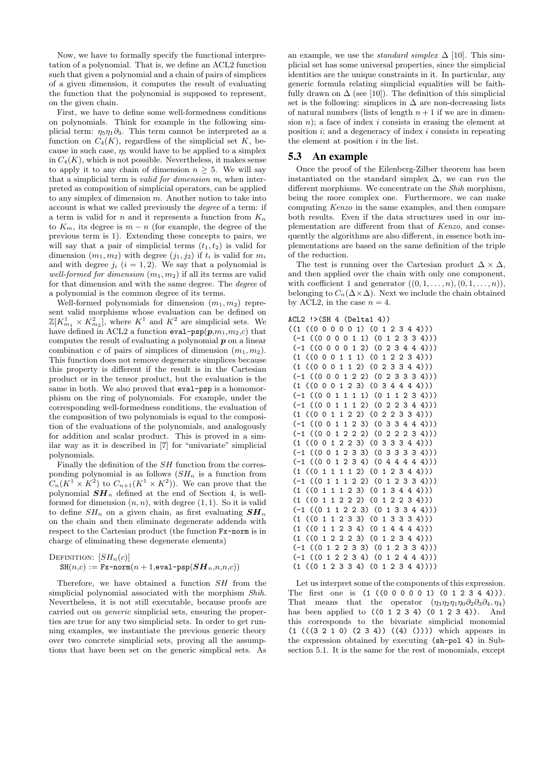Now, we have to formally specify the functional interpretation of a polynomial. That is, we define an ACL2 function such that given a polynomial and a chain of pairs of simplices of a given dimension, it computes the result of evaluating the function that the polynomial is supposed to represent, on the given chain.

First, we have to define some well-formedness conditions on polynomials. Think for example in the following simplicial term: $\eta_5\eta_1\partial_3$. This term cannot be interpreted as a function on $C_4(K)$, regardless of the simplicial set $K$, because in such case, $\eta_5$ would have to be applied to a simplex in $C_4(K)$, which is not possible. Nevertheless, it makes sense to apply it to any chain of dimension $n \geq 5$. We will say that a simplicial term is *valid for dimension* $m$, when interpreted as composition of simplicial operators, can be applied to any simplex of dimension $m$. Another notion to take into account is what we called previously the *degree* of a term: if a term is valid for $n$ and it represents a function from $K_n$ to $K_m$, its degree is $m - n$ (for example, the degree of the previous term is 1). Extending these concepts to pairs, we will say that a pair of simplicial terms $(t_1, t_2)$ is valid for dimension $(m_1, m_2)$ with degree $(j_1, j_2)$ if $t_i$ is valid for $m_i$ and with degree $j_i$ ($i = 1, 2$). We say that a polynomial is *well-formed for dimension* $(m_1, m_2)$ if all its terms are valid for that dimension and with the same degree. The *degree* of a polynomial is the common degree of its terms.

Well-formed polynomials for dimension $(m_1, m_2)$ represent valid morphisms whose evaluation can be defined on $\mathbb{Z}[K^1_{m_1} \times K^2_{m_2}]$, where $K^1$ and $K^2$ are simplicial sets. We have defined in ACL2 a function eval-psp($\boldsymbol{p}$,$m_1$,$m_2$,$c$) that computes the result of evaluating a polynomial $\boldsymbol{p}$ on a linear combination $c$ of pairs of simplices of dimension $(m_1, m_2)$. This function does not remove degenerate simplices because this property is different if the result is in the Cartesian product or in the tensor product, but the evaluation is the same in both. We also proved that eval-psp is a homomorphism on the ring of polynomials. For example, under the corresponding well-formedness conditions, the evaluation of the composition of two polynomials is equal to the composition of the evaluations of the polynomials, and analogously for addition and scalar product. This is proved in a similar way as it is described in [7] for "univariate" simplicial polynomials.

Finally the definition of the $SH$ function from the corresponding polynomial is as follows ($SH_n$ is a function from $C_n(K^1 \times K^2)$ to $C_{n+1}(K^1 \times K^2)$). We can prove that the polynomial $\boldsymbol{SH}_n$ defined at the end of Section 4, is well-formed for dimension $(n, n)$, with degree $(1, 1)$. So it is valid to define $SH_n$ on a given chain, as first evaluating $\boldsymbol{SH}_n$ on the chain and then eliminate degenerate addends with respect to the Cartesian product (the function Fx-norm is in charge of eliminating these degenerate elements)

Definition: $[SH_n(c)]$
SH($n$,$c$) := Fx-norm($n+1$,eval-psp($\boldsymbol{SH}_n$,$n$,$n$,$c$))

Therefore, we have obtained a function $SH$ from the simplicial polynomial associated with the morphism *Shih*. Nevertheless, it is not still executable, because proofs are carried out on *generic* simplicial sets, ensuring the properties are true for any two simplicial sets. In order to get running examples, we instantiate the previous generic theory over two concrete simplicial sets, proving all the assumptions that have been set on the generic simplical sets. As an example, we use the *standard simplex* $\Delta$ [10]. This simplicial set has some universal properties, since the simplicial identities are the unique constraints in it. In particular, any generic formula relating simplicial equalities will be faithfully drawn on $\Delta$ (see [10]). The definition of this simplicial set is the following: simplices in $\Delta$ are non-decreasing lists of natural numbers (lists of length $n+1$ if we are in dimension $n$); a face of index $i$ consists in erasing the element at position $i$; and a degeneracy of index $i$ consists in repeating the element at position $i$ in the list.

## 5.3 An example

Once the proof of the Eilenberg-Zilber theorem has been instantiated on the standard simplex $\Delta$, we can *run* the different morphisms. We concentrate on the *Shih* morphism, being the more complex one. Furthermore, we can make computing *Kenzo* in the same examples, and then compare both results. Even if the data structures used in our implementation are different from that of *Kenzo*, and consequently the algorithms are also different, in essence both implementations are based on the same definition of the triple of the reduction.

The test is running over the Cartesian product $\Delta \times \Delta$, and then applied over the chain with only one component, with coefficient 1 and generator $((0, 1, \ldots, n), (0, 1, \ldots, n))$, belonging to $C_n(\Delta\times\Delta)$. Next we include the chain obtained by ACL2, in the case $n = 4$.

```
ACL2 !>(SH 4 (Delta1 4))
((1 ((0 0 0 0 0 1) (0 1 2 3 4 4)))
 (-1 ((0 0 0 0 1 1) (0 1 2 3 3 4)))
 (-1 ((0 0 0 0 1 2) (0 2 3 4 4 4)))
 (1 ((0 0 0 1 1 1) (0 1 2 2 3 4)))
 (1 ((0 0 0 1 1 2) (0 2 3 3 4 4)))
 (-1 ((0 0 0 1 2 2) (0 2 3 3 3 4)))
 (1 ((0 0 0 1 2 3) (0 3 4 4 4 4)))
 (-1 ((0 0 1 1 1 1) (0 1 1 2 3 4)))
 (-1 ((0 0 1 1 1 2) (0 2 2 3 4 4)))
 (1 ((0 0 1 1 2 2) (0 2 2 3 3 4)))
 (-1 ((0 0 1 1 2 3) (0 3 3 4 4 4)))
 (-1 ((0 0 1 2 2 2) (0 2 2 2 3 4)))
 (1 ((0 0 1 2 2 3) (0 3 3 3 4 4)))
 (-1 ((0 0 1 2 3 3) (0 3 3 3 3 4)))
 (-1 ((0 0 1 2 3 4) (0 4 4 4 4 4)))
 (1 ((0 1 1 1 1 2) (0 1 2 3 4 4)))
 (-1 ((0 1 1 1 2 2) (0 1 2 3 3 4)))
 (1 ((0 1 1 1 2 3) (0 1 3 4 4 4)))
 (1 ((0 1 1 2 2 2) (0 1 2 2 3 4)))
 (-1 ((0 1 1 2 2 3) (0 1 3 3 4 4)))
 (1 ((0 1 1 2 3 3) (0 1 3 3 3 4)))
 (1 ((0 1 1 2 3 4) (0 1 4 4 4 4)))
 (1 ((0 1 2 2 2 3) (0 1 2 3 4 4)))
 (-1 ((0 1 2 2 3 3) (0 1 2 3 3 4)))
 (-1 ((0 1 2 2 3 4) (0 1 2 4 4 4)))
 (1 ((0 1 2 3 3 4) (0 1 2 3 4 4))))
```

Let us interpret some of the components of this expression. The first one is (1 ((0 0 0 0 0 1) (0 1 2 3 4 4))). That means that the operator $(\eta_3\eta_2\eta_1\eta_0\partial_2\partial_3\partial_4, \eta_4)$ has been applied to ((0 1 2 3 4) (0 1 2 3 4)). And this corresponds to the bivariate simplicial monomial (1 (((3 2 1 0) (2 3 4)) ((4) ()))) which appears in the expression obtained by executing (sh-pol 4) in Subsection 5.1. It is the same for the rest of monomials, except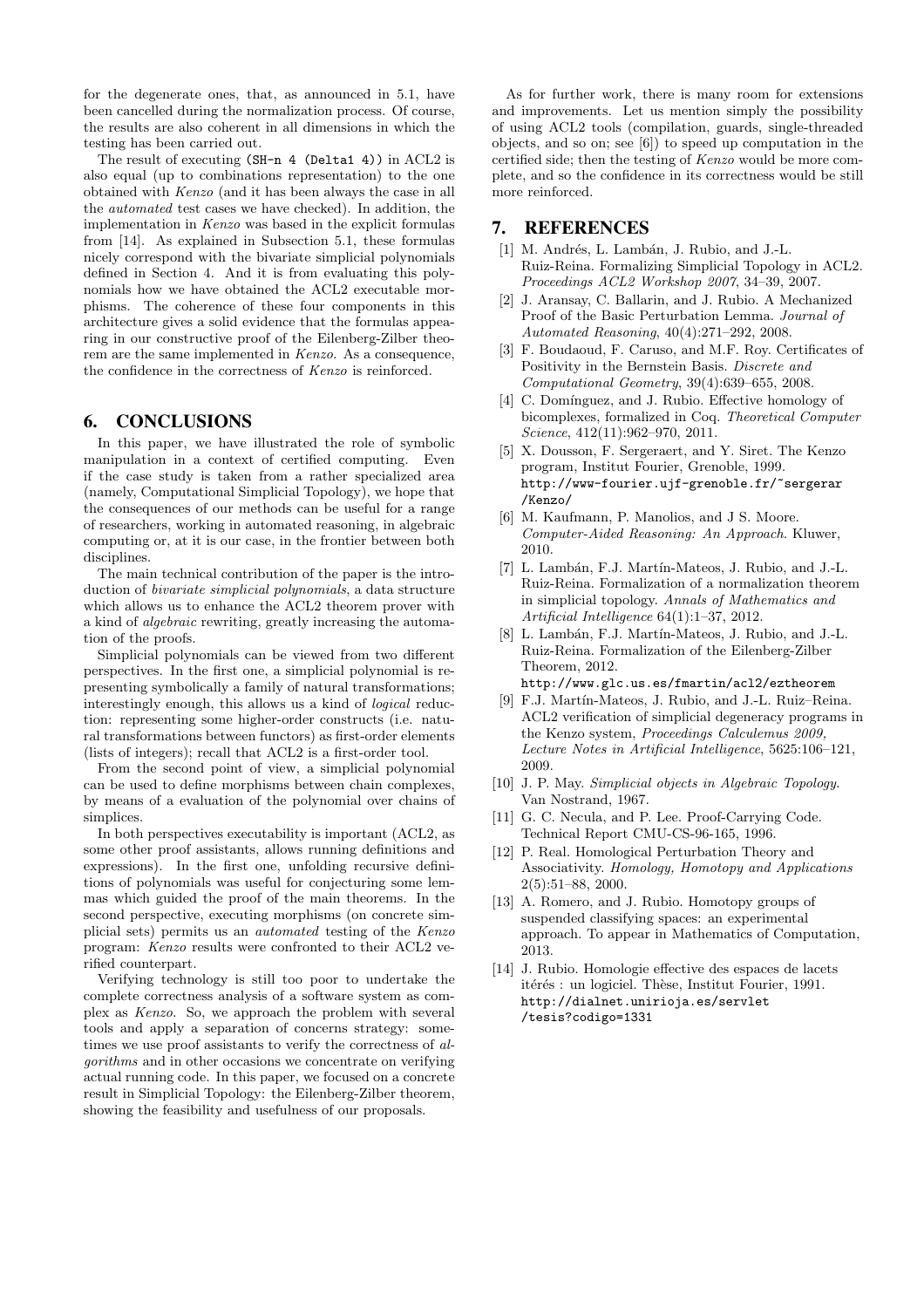for the degenerate ones, that, as announced in 5.1, have been cancelled during the normalization process. Of course, the results are also coherent in all dimensions in which the testing has been carried out.

The result of executing `(SH-n 4 (Delta1 4))` in ACL2 is also equal (up to combinations representation) to the one obtained with *Kenzo* (and it has been always the case in all the *automated* test cases we have checked). In addition, the implementation in *Kenzo* was based in the explicit formulas from [14]. As explained in Subsection 5.1, these formulas nicely correspond with the bivariate simplicial polynomials defined in Section 4. And it is from evaluating this polynomials how we have obtained the ACL2 executable morphisms. The coherence of these four components in this architecture gives a solid evidence that the formulas appearing in our constructive proof of the Eilenberg-Zilber theorem are the same implemented in *Kenzo*. As a consequence, the confidence in the correctness of *Kenzo* is reinforced.

## 6. CONCLUSIONS

In this paper, we have illustrated the role of symbolic manipulation in a context of certified computing. Even if the case study is taken from a rather specialized area (namely, Computational Simplicial Topology), we hope that the consequences of our methods can be useful for a range of researchers, working in automated reasoning, in algebraic computing or, at it is our case, in the frontier between both disciplines.

The main technical contribution of the paper is the introduction of *bivariate simplicial polynomials*, a data structure which allows us to enhance the ACL2 theorem prover with a kind of *algebraic* rewriting, greatly increasing the automation of the proofs.

Simplicial polynomials can be viewed from two different perspectives. In the first one, a simplicial polynomial is representing symbolically a family of natural transformations; interestingly enough, this allows us a kind of *logical* reduction: representing some higher-order constructs (i.e. natural transformations between functors) as first-order elements (lists of integers); recall that ACL2 is a first-order tool.

From the second point of view, a simplicial polynomial can be used to define morphisms between chain complexes, by means of a evaluation of the polynomial over chains of simplices.

In both perspectives executability is important (ACL2, as some other proof assistants, allows running definitions and expressions). In the first one, unfolding recursive definitions of polynomials was useful for conjecturing some lemmas which guided the proof of the main theorems. In the second perspective, executing morphisms (on concrete simplicial sets) permits us an *automated* testing of the *Kenzo* program: *Kenzo* results were confronted to their ACL2 verified counterpart.

Verifying technology is still too poor to undertake the complete correctness analysis of a software system as complex as *Kenzo*. So, we approach the problem with several tools and apply a separation of concerns strategy: sometimes we use proof assistants to verify the correctness of *algorithms* and in other occasions we concentrate on verifying actual running code. In this paper, we focused on a concrete result in Simplicial Topology: the Eilenberg-Zilber theorem, showing the feasibility and usefulness of our proposals.

As for further work, there is many room for extensions and improvements. Let us mention simply the possibility of using ACL2 tools (compilation, guards, single-threaded objects, and so on; see [6]) to speed up computation in the certified side; then the testing of *Kenzo* would be more complete, and so the confidence in its correctness would be still more reinforced.

## 7. REFERENCES

[1] M. Andrés, L. Lambán, J. Rubio, and J.-L. Ruiz-Reina. Formalizing Simplicial Topology in ACL2. *Proceedings ACL2 Workshop 2007*, 34–39, 2007.

[2] J. Aransay, C. Ballarin, and J. Rubio. A Mechanized Proof of the Basic Perturbation Lemma. *Journal of Automated Reasoning*, 40(4):271–292, 2008.

[3] F. Boudaoud, F. Caruso, and M.F. Roy. Certificates of Positivity in the Bernstein Basis. *Discrete and Computational Geometry*, 39(4):639–655, 2008.

[4] C. Domínguez, and J. Rubio. Effective homology of bicomplexes, formalized in Coq. *Theoretical Computer Science*, 412(11):962–970, 2011.

[5] X. Dousson, F. Sergeraert, and Y. Siret. The Kenzo program, Institut Fourier, Grenoble, 1999. http://www-fourier.ujf-grenoble.fr/~sergerar/Kenzo/

[6] M. Kaufmann, P. Manolios, and J S. Moore. *Computer-Aided Reasoning: An Approach*. Kluwer, 2010.

[7] L. Lambán, F.J. Martín-Mateos, J. Rubio, and J.-L. Ruiz-Reina. Formalization of a normalization theorem in simplicial topology. *Annals of Mathematics and Artificial Intelligence* 64(1):1–37, 2012.

[8] L. Lambán, F.J. Martín-Mateos, J. Rubio, and J.-L. Ruiz-Reina. Formalization of the Eilenberg-Zilber Theorem, 2012. http://www.glc.us.es/fmartin/acl2/eztheorem

[9] F.J. Martín-Mateos, J. Rubio, and J.-L. Ruiz–Reina. ACL2 verification of simplicial degeneracy programs in the Kenzo system, *Proceedings Calculemus 2009, Lecture Notes in Artificial Intelligence*, 5625:106–121, 2009.

[10] J. P. May. *Simplicial objects in Algebraic Topology*. Van Nostrand, 1967.

[11] G. C. Necula, and P. Lee. Proof-Carrying Code. Technical Report CMU-CS-96-165, 1996.

[12] P. Real. Homological Perturbation Theory and Associativity. *Homology, Homotopy and Applications* 2(5):51–88, 2000.

[13] A. Romero, and J. Rubio. Homotopy groups of suspended classifying spaces: an experimental approach. To appear in Mathematics of Computation, 2013.

[14] J. Rubio. Homologie effective des espaces de lacets itérés : un logiciel. Thèse, Institut Fourier, 1991. http://dialnet.unirioja.es/servlet/tesis?codigo=1331